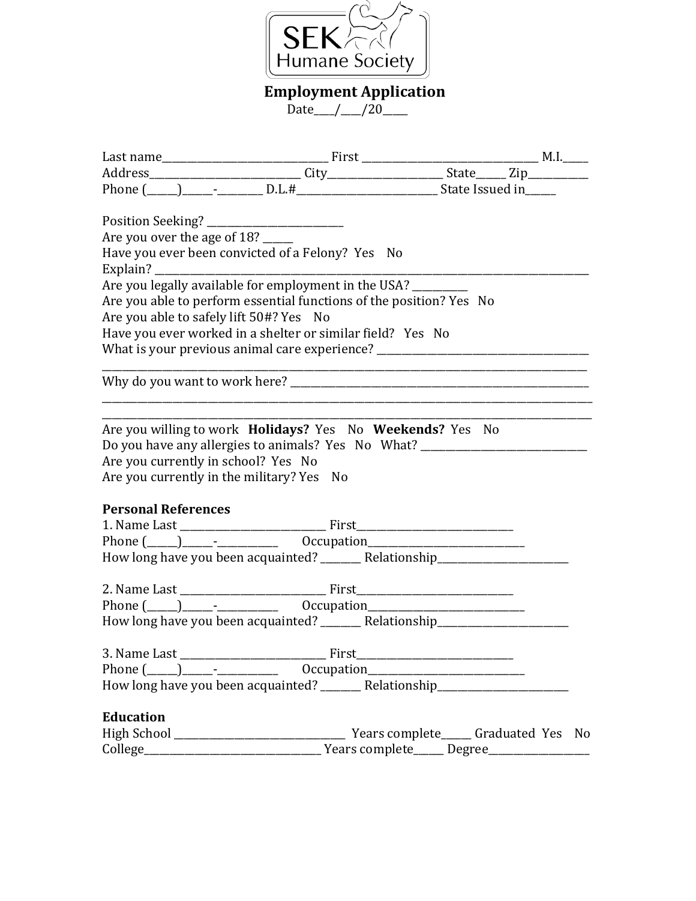SEK Humane Society

# Employment Application

Date____/____/20_____

Last name_________________________________ First __________________________________ M.I._____
Address______________________________ City______________________ State_____ Zip___________
Phone (______)______-_________ D.L.#___________________________ State Issued in______

Position Seeking? ___________________________
Are you over the age of 18? ______
Have you ever been convicted of a Felony? Yes No
Explain? ___________________________________________________________________________________
Are you legally available for employment in the USA? __________
Are you able to perform essential functions of the position? Yes No
Are you able to safely lift 50#? Yes No
Have you ever worked in a shelter or similar field? Yes No
What is your previous animal care experience? _______________________________________
_____________________________________________________________________________________
Why do you want to work here? ____________________________________________________________
_____________________________________________________________________________________
_____________________________________________________________________________________
Are you willing to work **Holidays?** Yes No **Weekends?** Yes No
Do you have any allergies to animals? Yes No What? ________________________________
Are you currently in school? Yes No
Are you currently in the military? Yes No

## Personal References

1. Name Last ____________________________ First_______________________________
Phone (______)______-___________ Occupation_______________________________
How long have you been acquainted? ________ Relationship_________________________

2. Name Last ____________________________ First_______________________________
Phone (______)______-___________ Occupation_______________________________
How long have you been acquainted? ________ Relationship_________________________

3. Name Last ____________________________ First_______________________________
Phone (______)______-___________ Occupation_______________________________
How long have you been acquainted? ________ Relationship_________________________

## Education

High School __________________________________ Years complete______ Graduated Yes No
College___________________________________ Years complete______ Degree____________________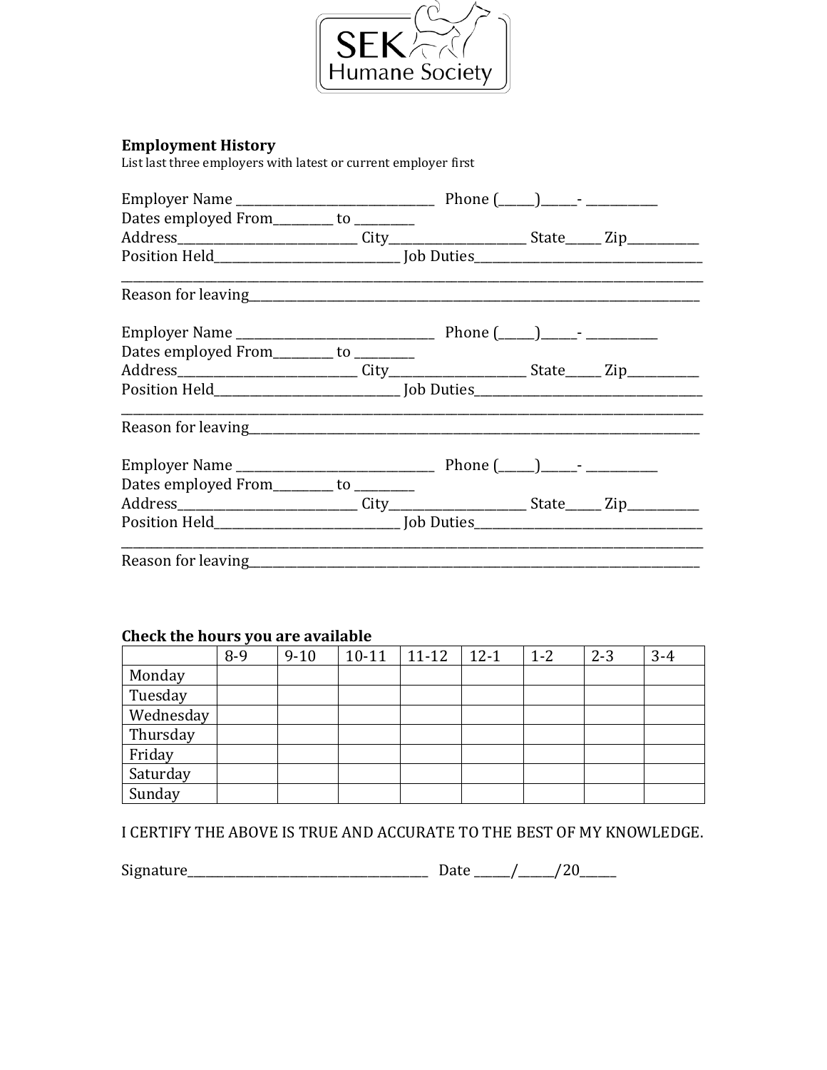SEK Humane Society

**Employment History**

List last three employers with latest or current employer first

Employer Name ______________________________ Phone (_____)_____- __________
Dates employed From_________ to _________
Address___________________________ City_____________________ State_____ Zip__________
Position Held____________________________ Job Duties__________________________________
______________________________________________________________________________________
Reason for leaving_____________________________________________________________________

Employer Name ______________________________ Phone (_____)_____- __________
Dates employed From_________ to _________
Address___________________________ City_____________________ State_____ Zip__________
Position Held____________________________ Job Duties__________________________________
______________________________________________________________________________________
Reason for leaving_____________________________________________________________________

Employer Name ______________________________ Phone (_____)_____- __________
Dates employed From_________ to _________
Address___________________________ City_____________________ State_____ Zip__________
Position Held____________________________ Job Duties__________________________________
______________________________________________________________________________________
Reason for leaving_____________________________________________________________________

**Check the hours you are available**

| | 8-9 | 9-10 | 10-11 | 11-12 | 12-1 | 1-2 | 2-3 | 3-4 |
|---|---|---|---|---|---|---|---|---|
| Monday | | | | | | | | |
| Tuesday | | | | | | | | |
| Wednesday | | | | | | | | |
| Thursday | | | | | | | | |
| Friday | | | | | | | | |
| Saturday | | | | | | | | |
| Sunday | | | | | | | | |

I CERTIFY THE ABOVE IS TRUE AND ACCURATE TO THE BEST OF MY KNOWLEDGE.

Signature_____________________________________ Date _____/_____/20_____